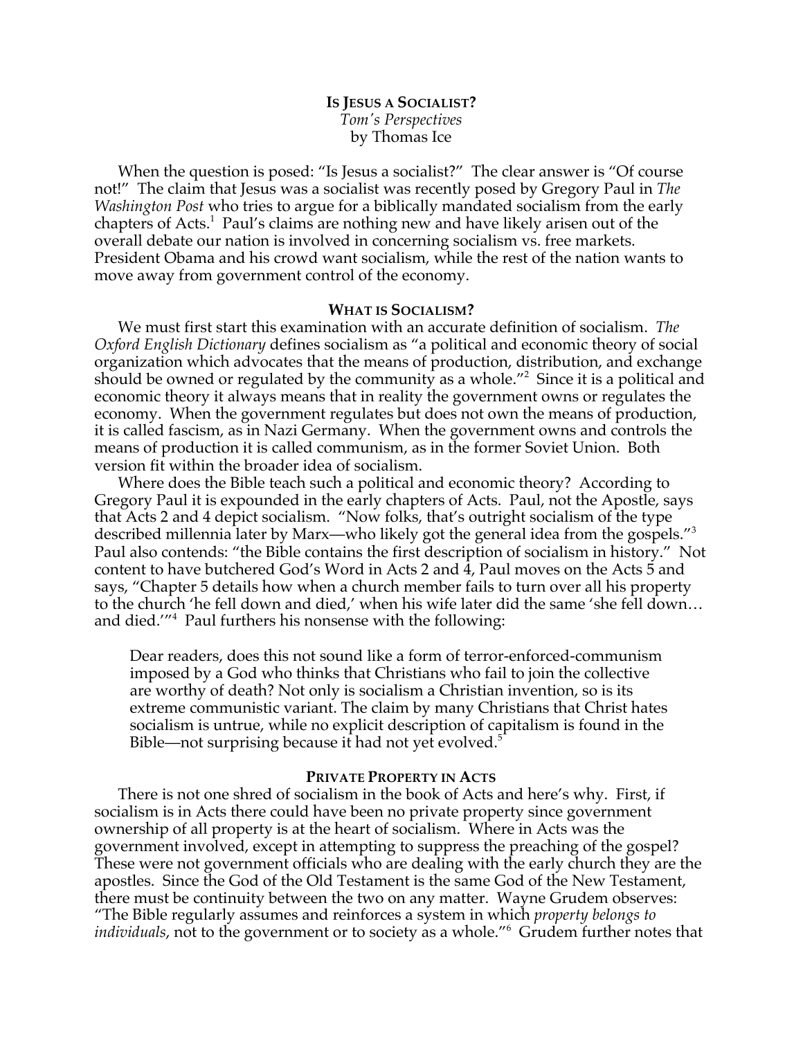# Is Jesus a Socialist?

*Tom's Perspectives*

by Thomas Ice

When the question is posed: "Is Jesus a socialist?" The clear answer is "Of course not!" The claim that Jesus was a socialist was recently posed by Gregory Paul in *The Washington Post* who tries to argue for a biblically mandated socialism from the early chapters of Acts.[1] Paul's claims are nothing new and have likely arisen out of the overall debate our nation is involved in concerning socialism vs. free markets. President Obama and his crowd want socialism, while the rest of the nation wants to move away from government control of the economy.

## What is Socialism?

We must first start this examination with an accurate definition of socialism. *The Oxford English Dictionary* defines socialism as "a political and economic theory of social organization which advocates that the means of production, distribution, and exchange should be owned or regulated by the community as a whole."[2] Since it is a political and economic theory it always means that in reality the government owns or regulates the economy. When the government regulates but does not own the means of production, it is called fascism, as in Nazi Germany. When the government owns and controls the means of production it is called communism, as in the former Soviet Union. Both version fit within the broader idea of socialism.

Where does the Bible teach such a political and economic theory? According to Gregory Paul it is expounded in the early chapters of Acts. Paul, not the Apostle, says that Acts 2 and 4 depict socialism. "Now folks, that's outright socialism of the type described millennia later by Marx—who likely got the general idea from the gospels."[3] Paul also contends: "the Bible contains the first description of socialism in history." Not content to have butchered God's Word in Acts 2 and 4, Paul moves on the Acts 5 and says, "Chapter 5 details how when a church member fails to turn over all his property to the church 'he fell down and died,' when his wife later did the same 'she fell down… and died.'"[4] Paul furthers his nonsense with the following:

> Dear readers, does this not sound like a form of terror-enforced-communism imposed by a God who thinks that Christians who fail to join the collective are worthy of death? Not only is socialism a Christian invention, so is its extreme communistic variant. The claim by many Christians that Christ hates socialism is untrue, while no explicit description of capitalism is found in the Bible—not surprising because it had not yet evolved.[5]

## Private Property in Acts

There is not one shred of socialism in the book of Acts and here's why. First, if socialism is in Acts there could have been no private property since government ownership of all property is at the heart of socialism. Where in Acts was the government involved, except in attempting to suppress the preaching of the gospel? These were not government officials who are dealing with the early church they are the apostles. Since the God of the Old Testament is the same God of the New Testament, there must be continuity between the two on any matter. Wayne Grudem observes: "The Bible regularly assumes and reinforces a system in which *property belongs to individuals*, not to the government or to society as a whole."[6] Grudem further notes that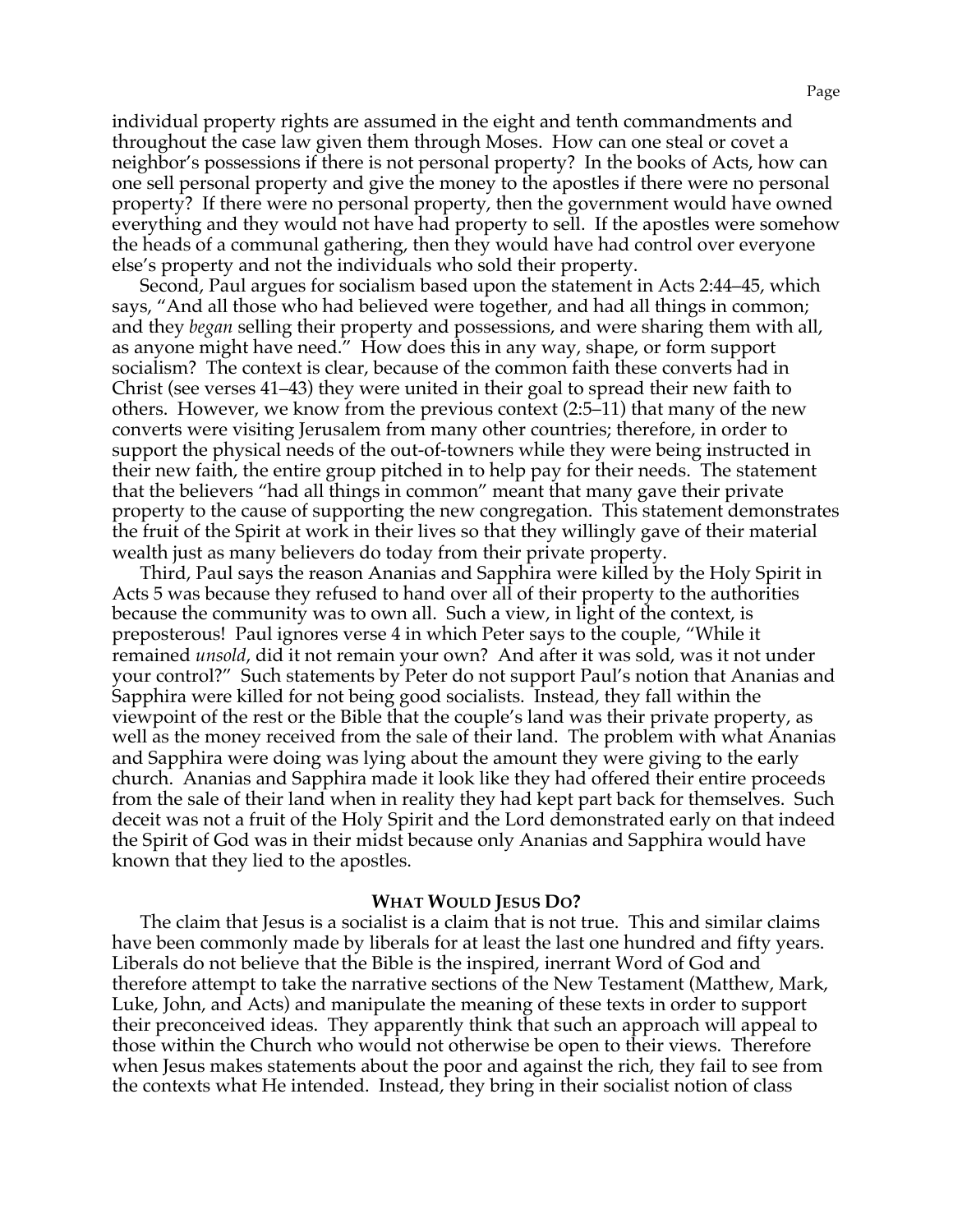individual property rights are assumed in the eight and tenth commandments and throughout the case law given them through Moses. How can one steal or covet a neighbor's possessions if there is not personal property? In the books of Acts, how can one sell personal property and give the money to the apostles if there were no personal property? If there were no personal property, then the government would have owned everything and they would not have had property to sell. If the apostles were somehow the heads of a communal gathering, then they would have had control over everyone else's property and not the individuals who sold their property.

Second, Paul argues for socialism based upon the statement in Acts 2:44–45, which says, "And all those who had believed were together, and had all things in common; and they *began* selling their property and possessions, and were sharing them with all, as anyone might have need." How does this in any way, shape, or form support socialism? The context is clear, because of the common faith these converts had in Christ (see verses 41–43) they were united in their goal to spread their new faith to others. However, we know from the previous context (2:5–11) that many of the new converts were visiting Jerusalem from many other countries; therefore, in order to support the physical needs of the out-of-towners while they were being instructed in their new faith, the entire group pitched in to help pay for their needs. The statement that the believers "had all things in common" meant that many gave their private property to the cause of supporting the new congregation. This statement demonstrates the fruit of the Spirit at work in their lives so that they willingly gave of their material wealth just as many believers do today from their private property.

Third, Paul says the reason Ananias and Sapphira were killed by the Holy Spirit in Acts 5 was because they refused to hand over all of their property to the authorities because the community was to own all. Such a view, in light of the context, is preposterous! Paul ignores verse 4 in which Peter says to the couple, "While it remained *unsold*, did it not remain your own? And after it was sold, was it not under your control?" Such statements by Peter do not support Paul's notion that Ananias and Sapphira were killed for not being good socialists. Instead, they fall within the viewpoint of the rest or the Bible that the couple's land was their private property, as well as the money received from the sale of their land. The problem with what Ananias and Sapphira were doing was lying about the amount they were giving to the early church. Ananias and Sapphira made it look like they had offered their entire proceeds from the sale of their land when in reality they had kept part back for themselves. Such deceit was not a fruit of the Holy Spirit and the Lord demonstrated early on that indeed the Spirit of God was in their midst because only Ananias and Sapphira would have known that they lied to the apostles.

## What Would Jesus Do?

The claim that Jesus is a socialist is a claim that is not true. This and similar claims have been commonly made by liberals for at least the last one hundred and fifty years. Liberals do not believe that the Bible is the inspired, inerrant Word of God and therefore attempt to take the narrative sections of the New Testament (Matthew, Mark, Luke, John, and Acts) and manipulate the meaning of these texts in order to support their preconceived ideas. They apparently think that such an approach will appeal to those within the Church who would not otherwise be open to their views. Therefore when Jesus makes statements about the poor and against the rich, they fail to see from the contexts what He intended. Instead, they bring in their socialist notion of class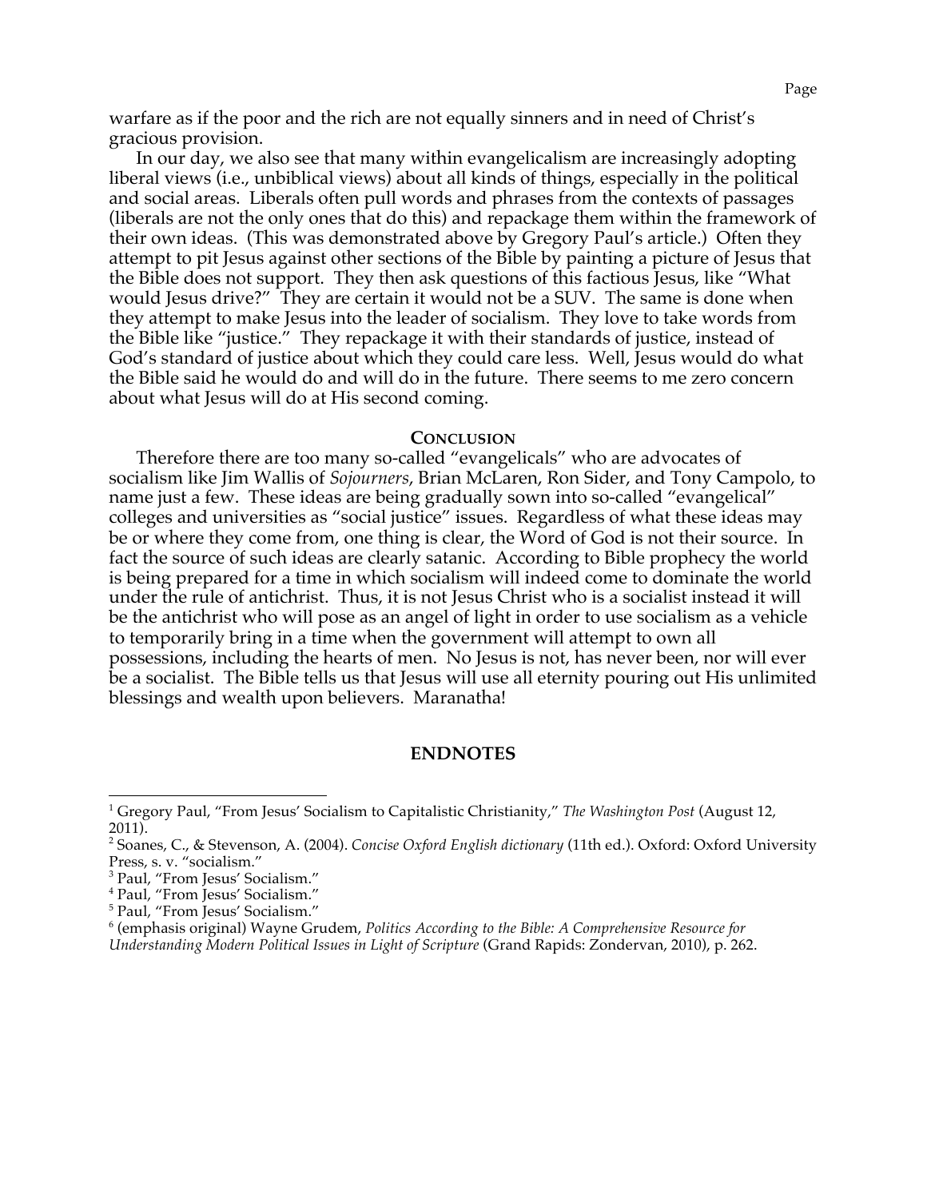warfare as if the poor and the rich are not equally sinners and in need of Christ's gracious provision.

In our day, we also see that many within evangelicalism are increasingly adopting liberal views (i.e., unbiblical views) about all kinds of things, especially in the political and social areas. Liberals often pull words and phrases from the contexts of passages (liberals are not the only ones that do this) and repackage them within the framework of their own ideas. (This was demonstrated above by Gregory Paul's article.) Often they attempt to pit Jesus against other sections of the Bible by painting a picture of Jesus that the Bible does not support. They then ask questions of this factious Jesus, like "What would Jesus drive?" They are certain it would not be a SUV. The same is done when they attempt to make Jesus into the leader of socialism. They love to take words from the Bible like "justice." They repackage it with their standards of justice, instead of God's standard of justice about which they could care less. Well, Jesus would do what the Bible said he would do and will do in the future. There seems to me zero concern about what Jesus will do at His second coming.

## Conclusion

Therefore there are too many so-called "evangelicals" who are advocates of socialism like Jim Wallis of *Sojourners*, Brian McLaren, Ron Sider, and Tony Campolo, to name just a few. These ideas are being gradually sown into so-called "evangelical" colleges and universities as "social justice" issues. Regardless of what these ideas may be or where they come from, one thing is clear, the Word of God is not their source. In fact the source of such ideas are clearly satanic. According to Bible prophecy the world is being prepared for a time in which socialism will indeed come to dominate the world under the rule of antichrist. Thus, it is not Jesus Christ who is a socialist instead it will be the antichrist who will pose as an angel of light in order to use socialism as a vehicle to temporarily bring in a time when the government will attempt to own all possessions, including the hearts of men. No Jesus is not, has never been, nor will ever be a socialist. The Bible tells us that Jesus will use all eternity pouring out His unlimited blessings and wealth upon believers. Maranatha!

## ENDNOTES

[1] Gregory Paul, "From Jesus' Socialism to Capitalistic Christianity," *The Washington Post* (August 12, 2011).

[2] Soanes, C., & Stevenson, A. (2004). *Concise Oxford English dictionary* (11th ed.). Oxford: Oxford University Press, s. v. "socialism."

[3] Paul, "From Jesus' Socialism."

[4] Paul, "From Jesus' Socialism."

[5] Paul, "From Jesus' Socialism."

[6] (emphasis original) Wayne Grudem, *Politics According to the Bible: A Comprehensive Resource for Understanding Modern Political Issues in Light of Scripture* (Grand Rapids: Zondervan, 2010), p. 262.